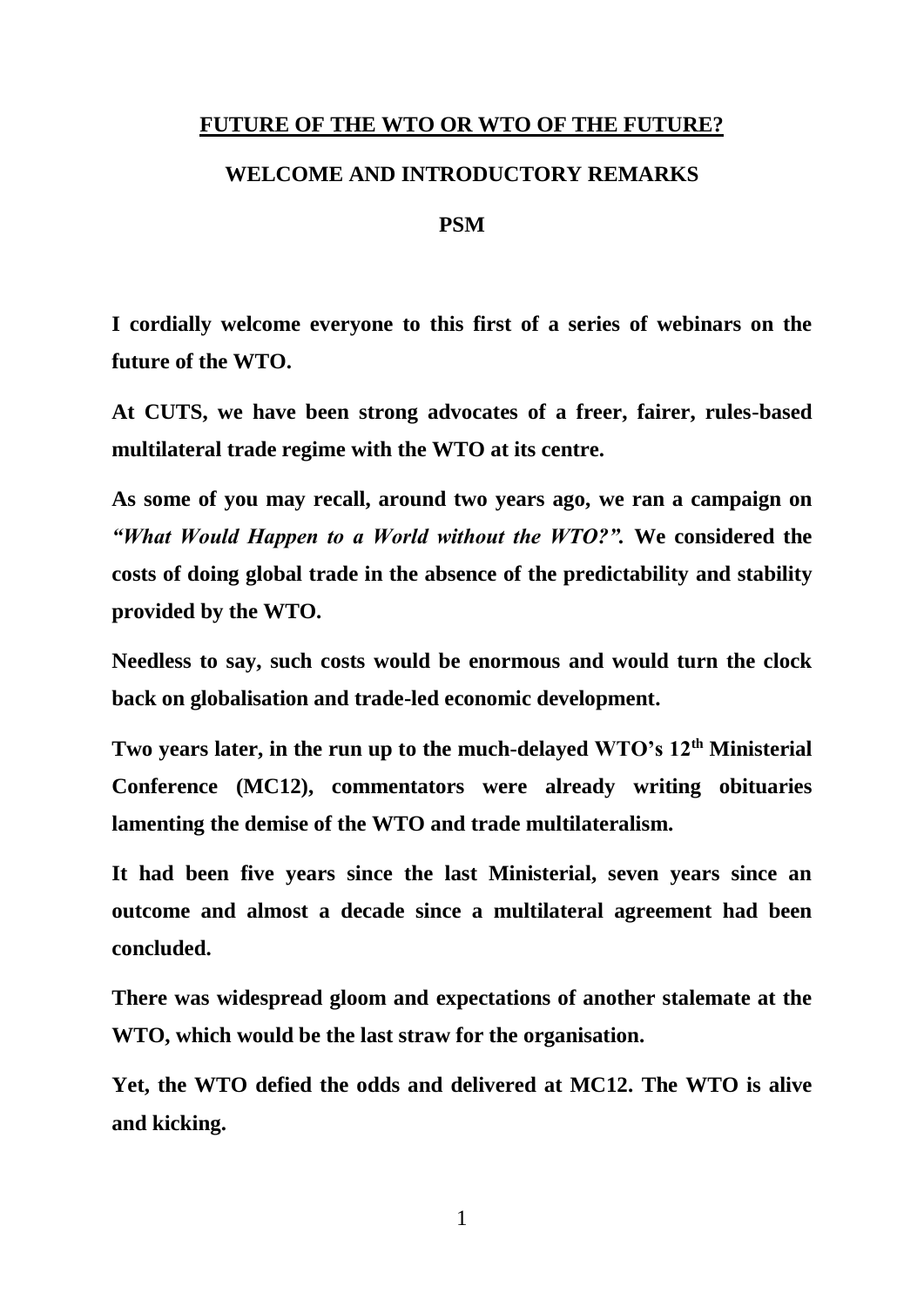# FUTURE OF THE WTO OR WTO OF THE FUTURE?

## WELCOME AND INTRODUCTORY REMARKS

### PSM

**I cordially welcome everyone to this first of a series of webinars on the future of the WTO.**

**At CUTS, we have been strong advocates of a freer, fairer, rules-based multilateral trade regime with the WTO at its centre.**

**As some of you may recall, around two years ago, we ran a campaign on *"What Would Happen to a World without the WTO?".* We considered the costs of doing global trade in the absence of the predictability and stability provided by the WTO.**

**Needless to say, such costs would be enormous and would turn the clock back on globalisation and trade-led economic development.**

**Two years later, in the run up to the much-delayed WTO's 12th Ministerial Conference (MC12), commentators were already writing obituaries lamenting the demise of the WTO and trade multilateralism.**

**It had been five years since the last Ministerial, seven years since an outcome and almost a decade since a multilateral agreement had been concluded.**

**There was widespread gloom and expectations of another stalemate at the WTO, which would be the last straw for the organisation.**

**Yet, the WTO defied the odds and delivered at MC12. The WTO is alive and kicking.**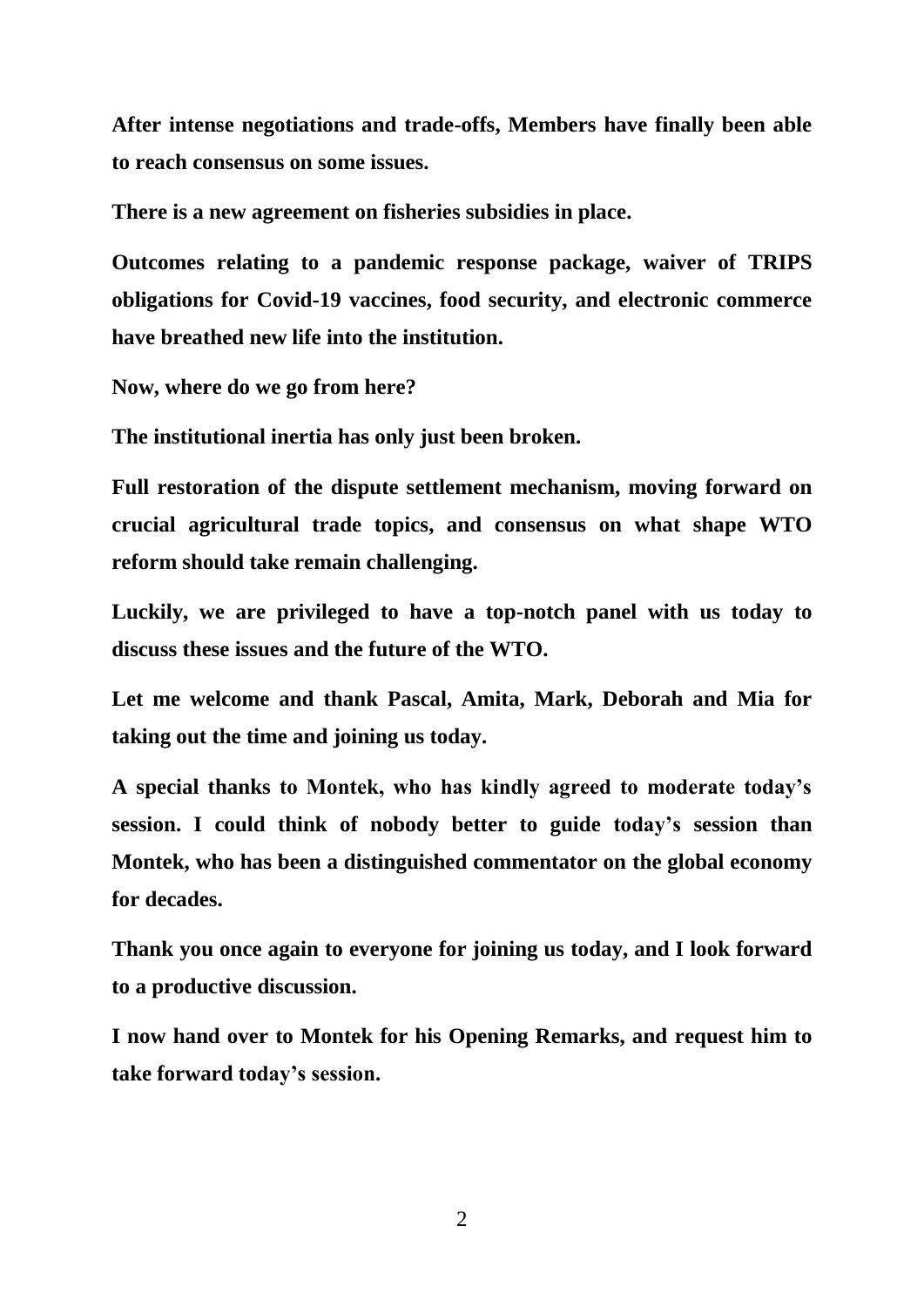**After intense negotiations and trade-offs, Members have finally been able to reach consensus on some issues.**

**There is a new agreement on fisheries subsidies in place.**

**Outcomes relating to a pandemic response package, waiver of TRIPS obligations for Covid-19 vaccines, food security, and electronic commerce have breathed new life into the institution.**

**Now, where do we go from here?**

**The institutional inertia has only just been broken.**

**Full restoration of the dispute settlement mechanism, moving forward on crucial agricultural trade topics, and consensus on what shape WTO reform should take remain challenging.**

**Luckily, we are privileged to have a top-notch panel with us today to discuss these issues and the future of the WTO.**

**Let me welcome and thank Pascal, Amita, Mark, Deborah and Mia for taking out the time and joining us today.**

**A special thanks to Montek, who has kindly agreed to moderate today's session. I could think of nobody better to guide today's session than Montek, who has been a distinguished commentator on the global economy for decades.**

**Thank you once again to everyone for joining us today, and I look forward to a productive discussion.**

**I now hand over to Montek for his Opening Remarks, and request him to take forward today's session.**